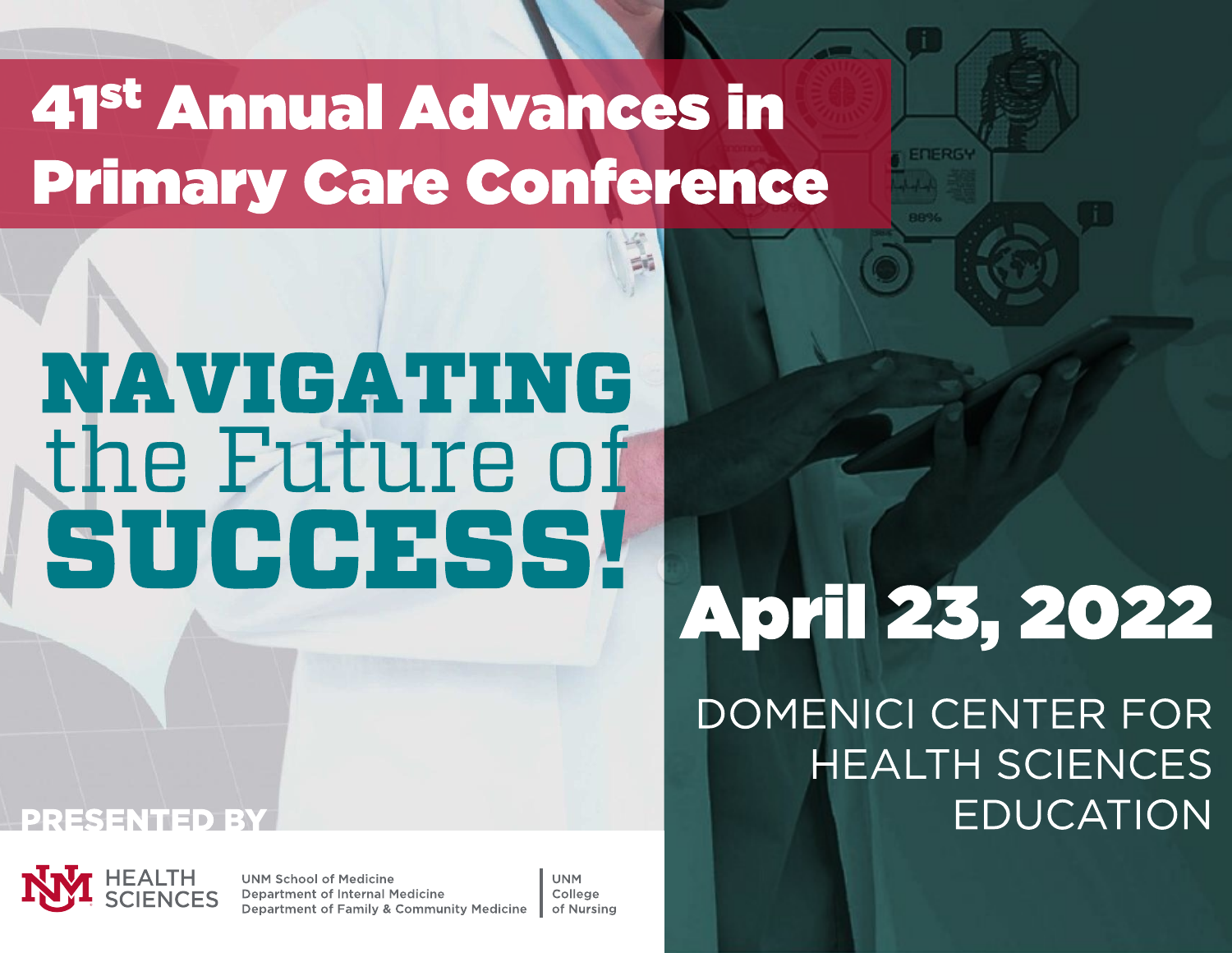# 41st Annual Advances in Primary Care Conference

## NAVIGATING the Future of SUCCESS!

**April 23, 2022**

DOMENICI CENTER FOR HEALTH SCIENCES EDUCATION

PRESENTED BY

UNM HEALTH SCIENCES

UNM School of Medicine
Department of Internal Medicine
Department of Family & Community Medicine

UNM College of Nursing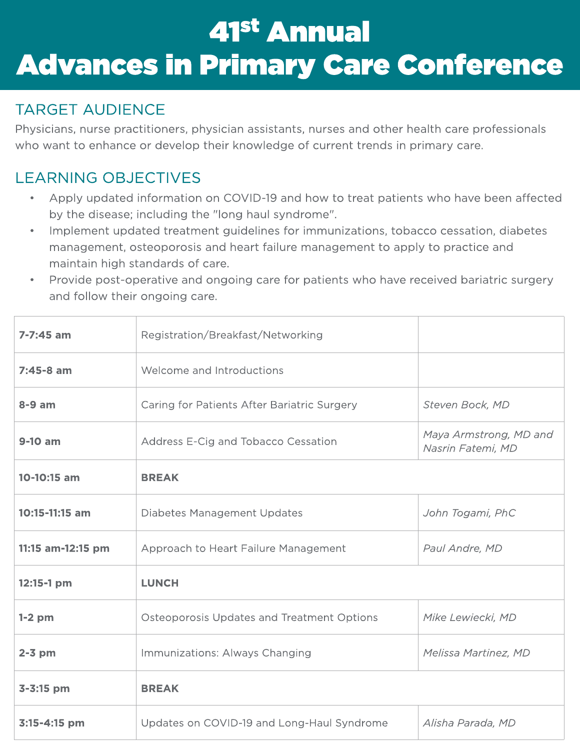# 41st Annual Advances in Primary Care Conference

## TARGET AUDIENCE

Physicians, nurse practitioners, physician assistants, nurses and other health care professionals who want to enhance or develop their knowledge of current trends in primary care.

## LEARNING OBJECTIVES

- Apply updated information on COVID-19 and how to treat patients who have been affected by the disease; including the "long haul syndrome".
- Implement updated treatment guidelines for immunizations, tobacco cessation, diabetes management, osteoporosis and heart failure management to apply to practice and maintain high standards of care.
- Provide post-operative and ongoing care for patients who have received bariatric surgery and follow their ongoing care.

| Time | Session | Speaker |
|---|---|---|
| **7-7:45 am** | Registration/Breakfast/Networking | |
| **7:45-8 am** | Welcome and Introductions | |
| **8-9 am** | Caring for Patients After Bariatric Surgery | *Steven Bock, MD* |
| **9-10 am** | Address E-Cig and Tobacco Cessation | *Maya Armstrong, MD and Nasrin Fatemi, MD* |
| **10-10:15 am** | **BREAK** | |
| **10:15-11:15 am** | Diabetes Management Updates | *John Togami, PhC* |
| **11:15 am-12:15 pm** | Approach to Heart Failure Management | *Paul Andre, MD* |
| **12:15-1 pm** | **LUNCH** | |
| **1-2 pm** | Osteoporosis Updates and Treatment Options | *Mike Lewiecki, MD* |
| **2-3 pm** | Immunizations: Always Changing | *Melissa Martinez, MD* |
| **3-3:15 pm** | **BREAK** | |
| **3:15-4:15 pm** | Updates on COVID-19 and Long-Haul Syndrome | *Alisha Parada, MD* |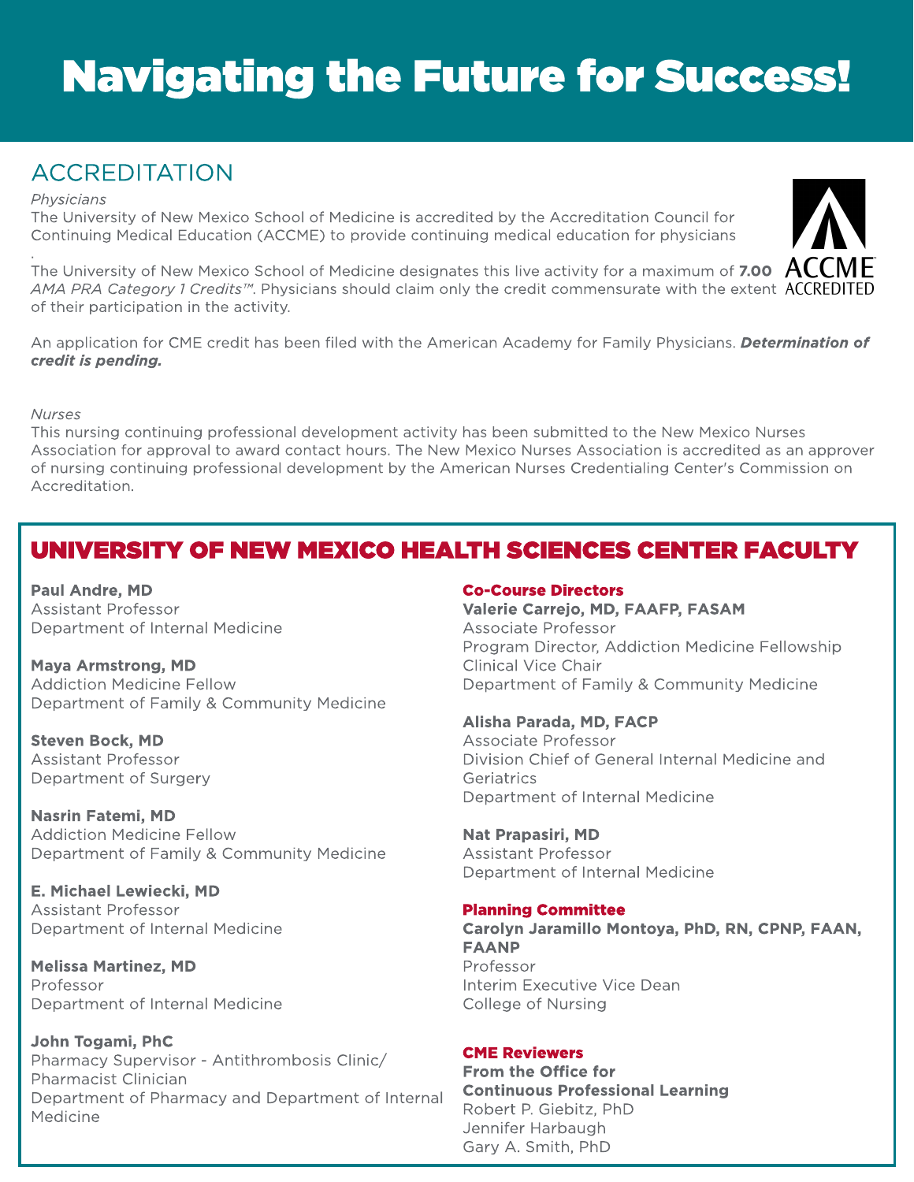# Navigating the Future for Success!

## ACCREDITATION

*Physicians*

The University of New Mexico School of Medicine is accredited by the Accreditation Council for Continuing Medical Education (ACCME) to provide continuing medical education for physicians

.

The University of New Mexico School of Medicine designates this live activity for a maximum of **7.00** *AMA PRA Category 1 Credits™*. Physicians should claim only the credit commensurate with the extent of their participation in the activity.

ACCME ACCREDITED

An application for CME credit has been filed with the American Academy for Family Physicians. ***Determination of credit is pending.***

*Nurses*

This nursing continuing professional development activity has been submitted to the New Mexico Nurses Association for approval to award contact hours. The New Mexico Nurses Association is accredited as an approver of nursing continuing professional development by the American Nurses Credentialing Center's Commission on Accreditation.

## UNIVERSITY OF NEW MEXICO HEALTH SCIENCES CENTER FACULTY

**Paul Andre, MD**
Assistant Professor
Department of Internal Medicine

**Maya Armstrong, MD**
Addiction Medicine Fellow
Department of Family & Community Medicine

**Steven Bock, MD**
Assistant Professor
Department of Surgery

**Nasrin Fatemi, MD**
Addiction Medicine Fellow
Department of Family & Community Medicine

**E. Michael Lewiecki, MD**
Assistant Professor
Department of Internal Medicine

**Melissa Martinez, MD**
Professor
Department of Internal Medicine

**John Togami, PhC**
Pharmacy Supervisor - Antithrombosis Clinic/ Pharmacist Clinician
Department of Pharmacy and Department of Internal Medicine

### Co-Course Directors

**Valerie Carrejo, MD, FAAFP, FASAM**
Associate Professor
Program Director, Addiction Medicine Fellowship
Clinical Vice Chair
Department of Family & Community Medicine

**Alisha Parada, MD, FACP**
Associate Professor
Division Chief of General Internal Medicine and Geriatrics
Department of Internal Medicine

**Nat Prapasiri, MD**
Assistant Professor
Department of Internal Medicine

### Planning Committee

**Carolyn Jaramillo Montoya, PhD, RN, CPNP, FAAN, FAANP**
Professor
Interim Executive Vice Dean
College of Nursing

### CME Reviewers

**From the Office for Continuous Professional Learning**
Robert P. Giebitz, PhD
Jennifer Harbaugh
Gary A. Smith, PhD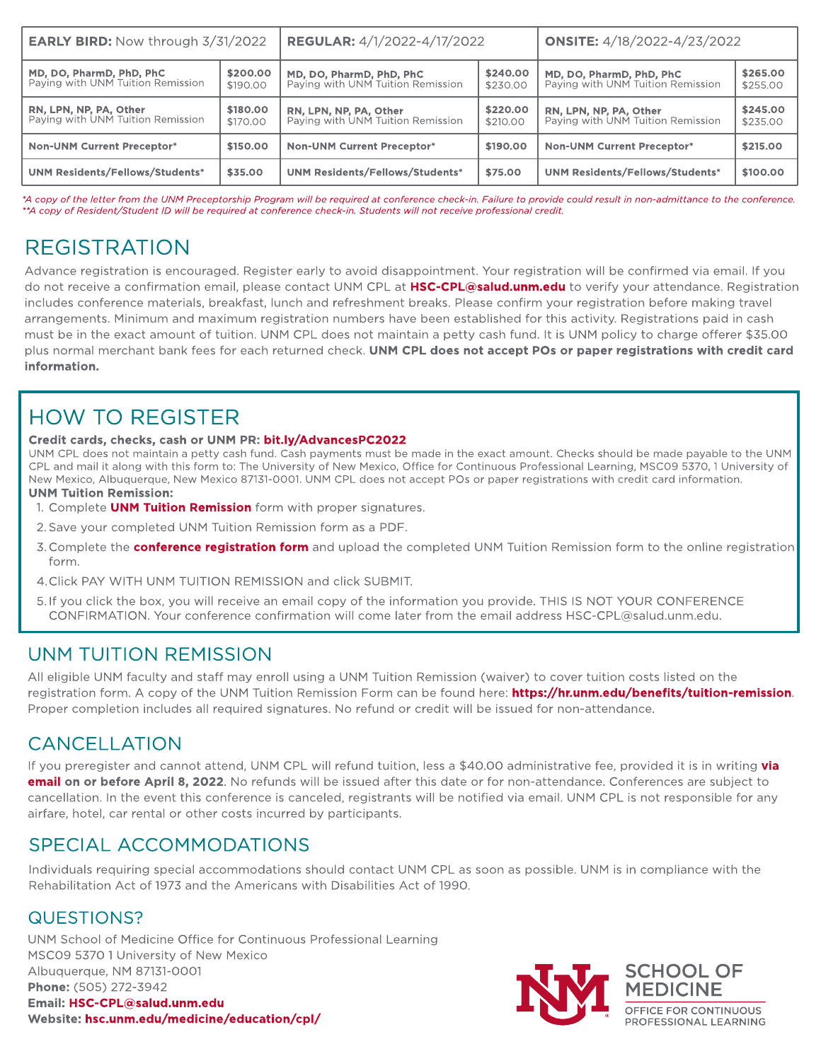| **EARLY BIRD:** Now through 3/31/2022 | | **REGULAR:** 4/1/2022-4/17/2022 | | **ONSITE:** 4/18/2022-4/23/2022 | |
|---|---|---|---|---|---|
| **MD, DO, PharmD, PhD, PhC** Paying with UNM Tuition Remission | **$200.00** $190.00 | **MD, DO, PharmD, PhD, PhC** Paying with UNM Tuition Remission | **$240.00** $230.00 | **MD, DO, PharmD, PhD, PhC** Paying with UNM Tuition Remission | **$265.00** $255.00 |
| **RN, LPN, NP, PA, Other** Paying with UNM Tuition Remission | **$180.00** $170.00 | **RN, LPN, NP, PA, Other** Paying with UNM Tuition Remission | **$220.00** $210.00 | **RN, LPN, NP, PA, Other** Paying with UNM Tuition Remission | **$245.00** $235.00 |
| **Non-UNM Current Preceptor*** | **$150.00** | **Non-UNM Current Preceptor*** | **$190.00** | **Non-UNM Current Preceptor*** | **$215.00** |
| **UNM Residents/Fellows/Students*** | **$35.00** | **UNM Residents/Fellows/Students*** | **$75.00** | **UNM Residents/Fellows/Students*** | **$100.00** |

*\*A copy of the letter from the UNM Preceptorship Program will be required at conference check-in. Failure to provide could result in non-admittance to the conference.*
*\*\*A copy of Resident/Student ID will be required at conference check-in. Students will not receive professional credit.*

# REGISTRATION

Advance registration is encouraged. Register early to avoid disappointment. Your registration will be confirmed via email. If you do not receive a confirmation email, please contact UNM CPL at **HSC-CPL@salud.unm.edu** to verify your attendance. Registration includes conference materials, breakfast, lunch and refreshment breaks. Please confirm your registration before making travel arrangements. Minimum and maximum registration numbers have been established for this activity. Registrations paid in cash must be in the exact amount of tuition. UNM CPL does not maintain a petty cash fund. It is UNM policy to charge offerer $35.00 plus normal merchant bank fees for each returned check. **UNM CPL does not accept POs or paper registrations with credit card information.**

# HOW TO REGISTER

**Credit cards, checks, cash or UNM PR: bit.ly/AdvancesPC2022**

UNM CPL does not maintain a petty cash fund. Cash payments must be made in the exact amount. Checks should be made payable to the UNM CPL and mail it along with this form to: The University of New Mexico, Office for Continuous Professional Learning, MSC09 5370, 1 University of New Mexico, Albuquerque, New Mexico 87131-0001. UNM CPL does not accept POs or paper registrations with credit card information.

**UNM Tuition Remission:**

1. Complete **UNM Tuition Remission** form with proper signatures.
2. Save your completed UNM Tuition Remission form as a PDF.
3. Complete the **conference registration form** and upload the completed UNM Tuition Remission form to the online registration form.
4. Click PAY WITH UNM TUITION REMISSION and click SUBMIT.
5. If you click the box, you will receive an email copy of the information you provide. THIS IS NOT YOUR CONFERENCE CONFIRMATION. Your conference confirmation will come later from the email address HSC-CPL@salud.unm.edu.

## UNM TUITION REMISSION

All eligible UNM faculty and staff may enroll using a UNM Tuition Remission (waiver) to cover tuition costs listed on the registration form. A copy of the UNM Tuition Remission Form can be found here: **https://hr.unm.edu/benefits/tuition-remission**. Proper completion includes all required signatures. No refund or credit will be issued for non-attendance.

## CANCELLATION

If you preregister and cannot attend, UNM CPL will refund tuition, less a $40.00 administrative fee, provided it is in writing **via email on or before April 8, 2022**. No refunds will be issued after this date or for non-attendance. Conferences are subject to cancellation. In the event this conference is canceled, registrants will be notified via email. UNM CPL is not responsible for any airfare, hotel, car rental or other costs incurred by participants.

## SPECIAL ACCOMMODATIONS

Individuals requiring special accommodations should contact UNM CPL as soon as possible. UNM is in compliance with the Rehabilitation Act of 1973 and the Americans with Disabilities Act of 1990.

## QUESTIONS?

UNM School of Medicine Office for Continuous Professional Learning
MSC09 5370 1 University of New Mexico
Albuquerque, NM 87131-0001
**Phone:** (505) 272-3942
**Email: HSC-CPL@salud.unm.edu**
**Website: hsc.unm.edu/medicine/education/cpl/**

SCHOOL OF MEDICINE
OFFICE FOR CONTINUOUS PROFESSIONAL LEARNING